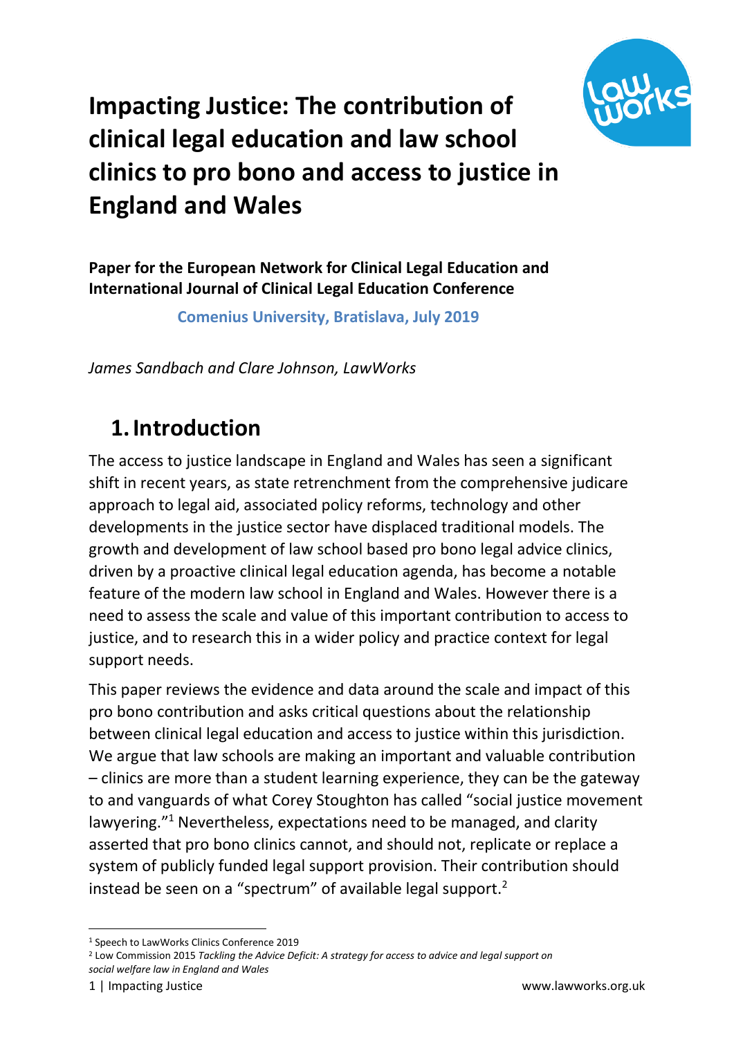# Impacting Justice: The contribution of clinical legal education and law school clinics to pro bono and access to justice in England and Wales

**Paper for the European Network for Clinical Legal Education and International Journal of Clinical Legal Education Conference**

**Comenius University, Bratislava, July 2019**

*James Sandbach and Clare Johnson, LawWorks*

## 1. Introduction

The access to justice landscape in England and Wales has seen a significant shift in recent years, as state retrenchment from the comprehensive judicare approach to legal aid, associated policy reforms, technology and other developments in the justice sector have displaced traditional models. The growth and development of law school based pro bono legal advice clinics, driven by a proactive clinical legal education agenda, has become a notable feature of the modern law school in England and Wales. However there is a need to assess the scale and value of this important contribution to access to justice, and to research this in a wider policy and practice context for legal support needs.

This paper reviews the evidence and data around the scale and impact of this pro bono contribution and asks critical questions about the relationship between clinical legal education and access to justice within this jurisdiction. We argue that law schools are making an important and valuable contribution – clinics are more than a student learning experience, they can be the gateway to and vanguards of what Corey Stoughton has called "social justice movement lawyering."[1] Nevertheless, expectations need to be managed, and clarity asserted that pro bono clinics cannot, and should not, replicate or replace a system of publicly funded legal support provision. Their contribution should instead be seen on a "spectrum" of available legal support.[2]

[1] Speech to LawWorks Clinics Conference 2019

[2] Low Commission 2015 *Tackling the Advice Deficit: A strategy for access to advice and legal support on social welfare law in England and Wales*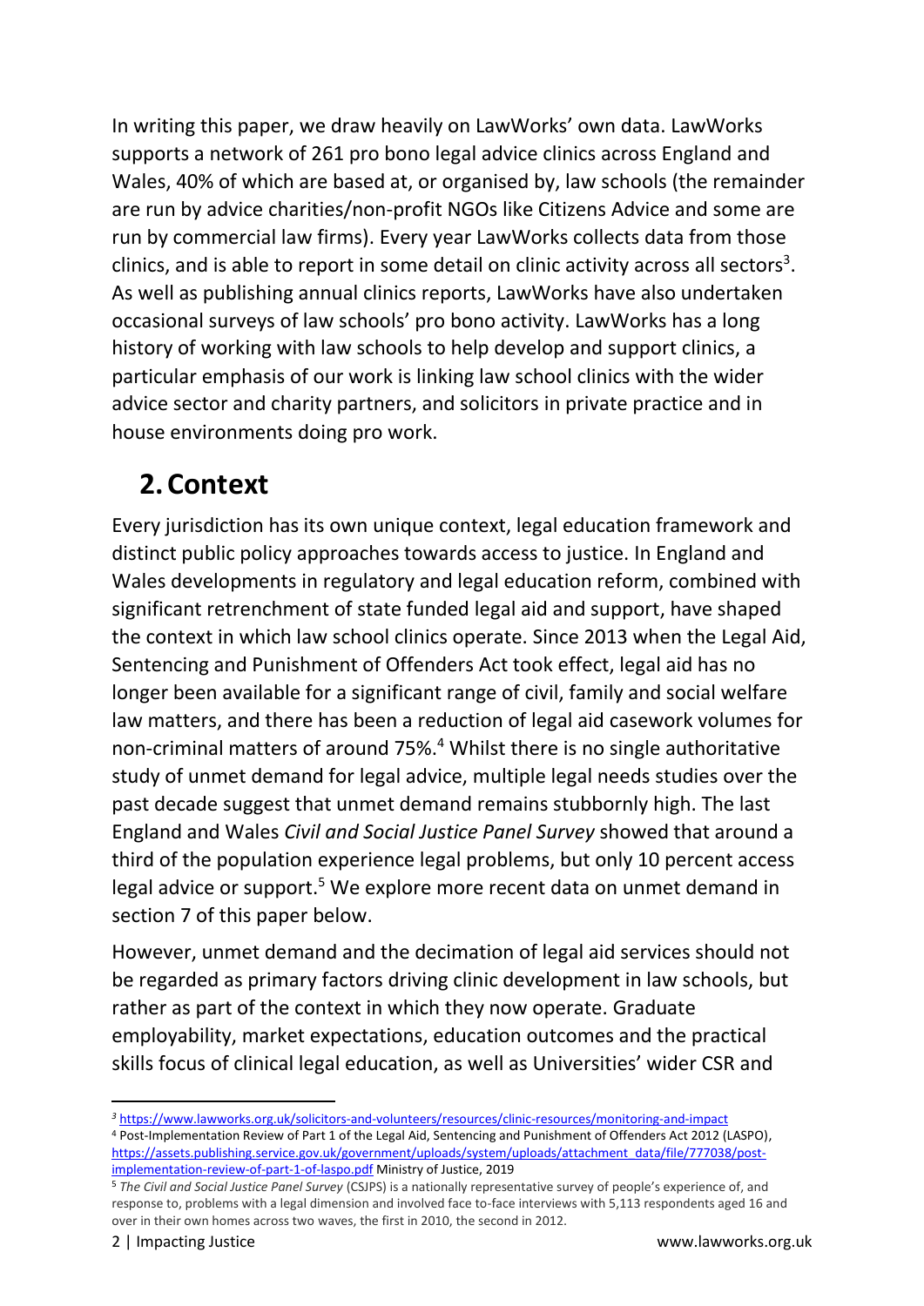In writing this paper, we draw heavily on LawWorks' own data. LawWorks supports a network of 261 pro bono legal advice clinics across England and Wales, 40% of which are based at, or organised by, law schools (the remainder are run by advice charities/non-profit NGOs like Citizens Advice and some are run by commercial law firms). Every year LawWorks collects data from those clinics, and is able to report in some detail on clinic activity across all sectors[3]. As well as publishing annual clinics reports, LawWorks have also undertaken occasional surveys of law schools' pro bono activity. LawWorks has a long history of working with law schools to help develop and support clinics, a particular emphasis of our work is linking law school clinics with the wider advice sector and charity partners, and solicitors in private practice and in house environments doing pro work.

## 2. Context

Every jurisdiction has its own unique context, legal education framework and distinct public policy approaches towards access to justice. In England and Wales developments in regulatory and legal education reform, combined with significant retrenchment of state funded legal aid and support, have shaped the context in which law school clinics operate. Since 2013 when the Legal Aid, Sentencing and Punishment of Offenders Act took effect, legal aid has no longer been available for a significant range of civil, family and social welfare law matters, and there has been a reduction of legal aid casework volumes for non-criminal matters of around 75%.[4] Whilst there is no single authoritative study of unmet demand for legal advice, multiple legal needs studies over the past decade suggest that unmet demand remains stubbornly high. The last England and Wales *Civil and Social Justice Panel Survey* showed that around a third of the population experience legal problems, but only 10 percent access legal advice or support.[5] We explore more recent data on unmet demand in section 7 of this paper below.

However, unmet demand and the decimation of legal aid services should not be regarded as primary factors driving clinic development in law schools, but rather as part of the context in which they now operate. Graduate employability, market expectations, education outcomes and the practical skills focus of clinical legal education, as well as Universities' wider CSR and

---

[3] https://www.lawworks.org.uk/solicitors-and-volunteers/resources/clinic-resources/monitoring-and-impact

[4] Post-Implementation Review of Part 1 of the Legal Aid, Sentencing and Punishment of Offenders Act 2012 (LASPO), https://assets.publishing.service.gov.uk/government/uploads/system/uploads/attachment_data/file/777038/post-implementation-review-of-part-1-of-laspo.pdf Ministry of Justice, 2019

[5] *The Civil and Social Justice Panel Survey* (CSJPS) is a nationally representative survey of people's experience of, and response to, problems with a legal dimension and involved face to-face interviews with 5,113 respondents aged 16 and over in their own homes across two waves, the first in 2010, the second in 2012.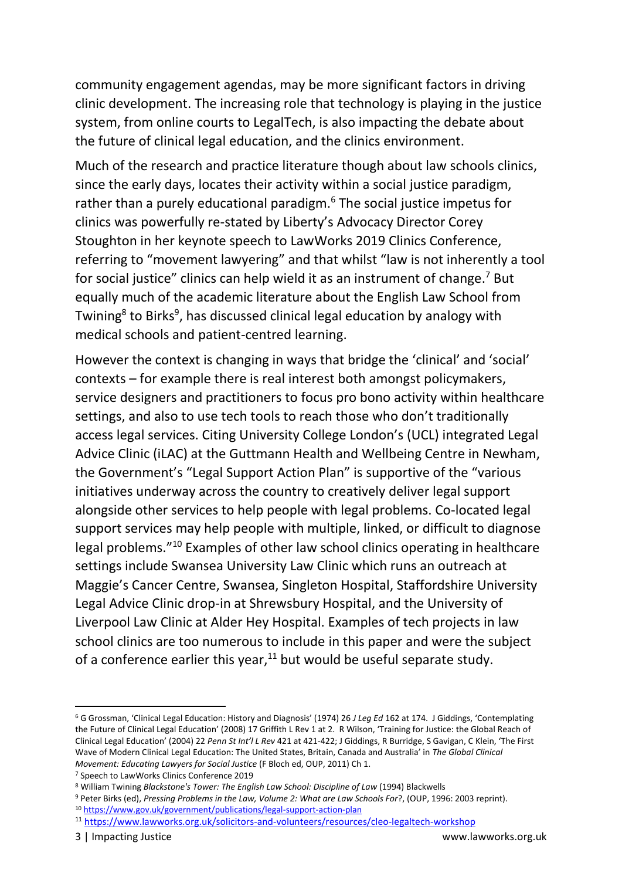community engagement agendas, may be more significant factors in driving clinic development. The increasing role that technology is playing in the justice system, from online courts to LegalTech, is also impacting the debate about the future of clinical legal education, and the clinics environment.

Much of the research and practice literature though about law schools clinics, since the early days, locates their activity within a social justice paradigm, rather than a purely educational paradigm.[6] The social justice impetus for clinics was powerfully re-stated by Liberty's Advocacy Director Corey Stoughton in her keynote speech to LawWorks 2019 Clinics Conference, referring to "movement lawyering" and that whilst "law is not inherently a tool for social justice" clinics can help wield it as an instrument of change.[7] But equally much of the academic literature about the English Law School from Twining[8] to Birks[9], has discussed clinical legal education by analogy with medical schools and patient-centred learning.

However the context is changing in ways that bridge the 'clinical' and 'social' contexts – for example there is real interest both amongst policymakers, service designers and practitioners to focus pro bono activity within healthcare settings, and also to use tech tools to reach those who don't traditionally access legal services. Citing University College London's (UCL) integrated Legal Advice Clinic (iLAC) at the Guttmann Health and Wellbeing Centre in Newham, the Government's "Legal Support Action Plan" is supportive of the "various initiatives underway across the country to creatively deliver legal support alongside other services to help people with legal problems. Co-located legal support services may help people with multiple, linked, or difficult to diagnose legal problems."[10] Examples of other law school clinics operating in healthcare settings include Swansea University Law Clinic which runs an outreach at Maggie's Cancer Centre, Swansea, Singleton Hospital, Staffordshire University Legal Advice Clinic drop-in at Shrewsbury Hospital, and the University of Liverpool Law Clinic at Alder Hey Hospital. Examples of tech projects in law school clinics are too numerous to include in this paper and were the subject of a conference earlier this year,[11] but would be useful separate study.

---

[6] G Grossman, 'Clinical Legal Education: History and Diagnosis' (1974) 26 *J Leg Ed* 162 at 174. J Giddings, 'Contemplating the Future of Clinical Legal Education' (2008) 17 Griffith L Rev 1 at 2. R Wilson, 'Training for Justice: the Global Reach of Clinical Legal Education' (2004) 22 *Penn St Int'l L Rev* 421 at 421-422; J Giddings, R Burridge, S Gavigan, C Klein, 'The First Wave of Modern Clinical Legal Education: The United States, Britain, Canada and Australia' in *The Global Clinical Movement: Educating Lawyers for Social Justice* (F Bloch ed, OUP, 2011) Ch 1.

[7] Speech to LawWorks Clinics Conference 2019

[8] William Twining *Blackstone's Tower: The English Law School: Discipline of Law* (1994) Blackwells

[9] Peter Birks (ed), *Pressing Problems in the Law, Volume 2: What are Law Schools For*?, (OUP, 1996: 2003 reprint).

[10] https://www.gov.uk/government/publications/legal-support-action-plan

[11] https://www.lawworks.org.uk/solicitors-and-volunteers/resources/cleo-legaltech-workshop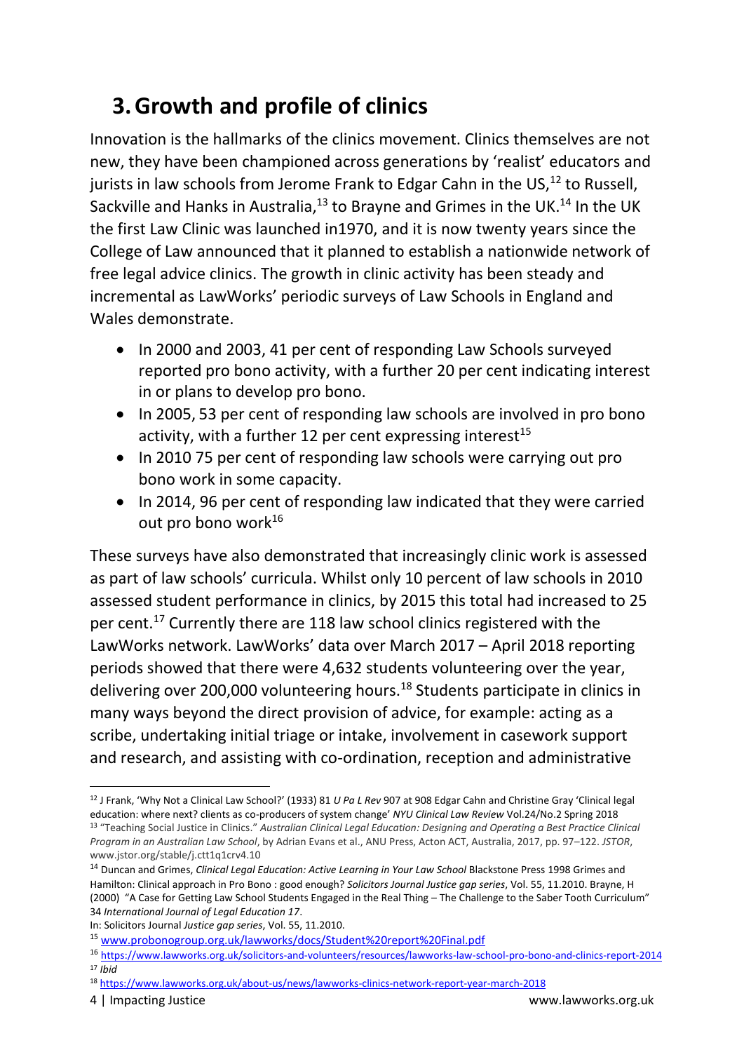# 3. Growth and profile of clinics

Innovation is the hallmarks of the clinics movement. Clinics themselves are not new, they have been championed across generations by 'realist' educators and jurists in law schools from Jerome Frank to Edgar Cahn in the US,[12] to Russell, Sackville and Hanks in Australia,[13] to Brayne and Grimes in the UK.[14] In the UK the first Law Clinic was launched in1970, and it is now twenty years since the College of Law announced that it planned to establish a nationwide network of free legal advice clinics. The growth in clinic activity has been steady and incremental as LawWorks' periodic surveys of Law Schools in England and Wales demonstrate.

- In 2000 and 2003, 41 per cent of responding Law Schools surveyed reported pro bono activity, with a further 20 per cent indicating interest in or plans to develop pro bono.
- In 2005, 53 per cent of responding law schools are involved in pro bono activity, with a further 12 per cent expressing interest[15]
- In 2010 75 per cent of responding law schools were carrying out pro bono work in some capacity.
- In 2014, 96 per cent of responding law indicated that they were carried out pro bono work[16]

These surveys have also demonstrated that increasingly clinic work is assessed as part of law schools' curricula. Whilst only 10 percent of law schools in 2010 assessed student performance in clinics, by 2015 this total had increased to 25 per cent.[17] Currently there are 118 law school clinics registered with the LawWorks network. LawWorks' data over March 2017 – April 2018 reporting periods showed that there were 4,632 students volunteering over the year, delivering over 200,000 volunteering hours.[18] Students participate in clinics in many ways beyond the direct provision of advice, for example: acting as a scribe, undertaking initial triage or intake, involvement in casework support and research, and assisting with co-ordination, reception and administrative

---

[12] J Frank, 'Why Not a Clinical Law School?' (1933) 81 *U Pa L Rev* 907 at 908 Edgar Cahn and Christine Gray 'Clinical legal education: where next? clients as co-producers of system change' *NYU Clinical Law Review* Vol.24/No.2 Spring 2018

[13] "Teaching Social Justice in Clinics." *Australian Clinical Legal Education: Designing and Operating a Best Practice Clinical Program in an Australian Law School*, by Adrian Evans et al., ANU Press, Acton ACT, Australia, 2017, pp. 97–122. *JSTOR*, www.jstor.org/stable/j.ctt1q1crv4.10

[14] Duncan and Grimes, *Clinical Legal Education: Active Learning in Your Law School* Blackstone Press 1998 Grimes and Hamilton: Clinical approach in Pro Bono : good enough? *Solicitors Journal Justice gap series*, Vol. 55, 11.2010. Brayne, H (2000) "A Case for Getting Law School Students Engaged in the Real Thing – The Challenge to the Saber Tooth Curriculum" 34 *International Journal of Legal Education 17*.
In: Solicitors Journal *Justice gap series*, Vol. 55, 11.2010.

[15] www.probonogroup.org.uk/lawworks/docs/Student%20report%20Final.pdf

[16] https://www.lawworks.org.uk/solicitors-and-volunteers/resources/lawworks-law-school-pro-bono-and-clinics-report-2014

[17] *Ibid*

[18] https://www.lawworks.org.uk/about-us/news/lawworks-clinics-network-report-year-march-2018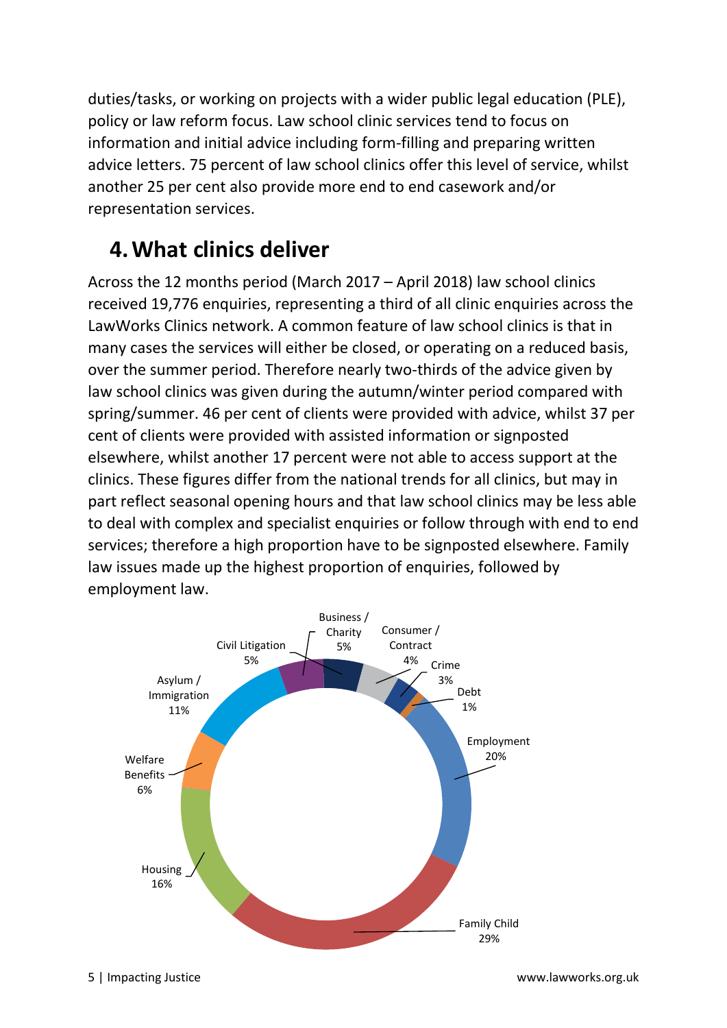duties/tasks, or working on projects with a wider public legal education (PLE), policy or law reform focus. Law school clinic services tend to focus on information and initial advice including form-filling and preparing written advice letters. 75 percent of law school clinics offer this level of service, whilst another 25 per cent also provide more end to end casework and/or representation services.

## 4. What clinics deliver

Across the 12 months period (March 2017 – April 2018) law school clinics received 19,776 enquiries, representing a third of all clinic enquiries across the LawWorks Clinics network. A common feature of law school clinics is that in many cases the services will either be closed, or operating on a reduced basis, over the summer period. Therefore nearly two-thirds of the advice given by law school clinics was given during the autumn/winter period compared with spring/summer. 46 per cent of clients were provided with advice, whilst 37 per cent of clients were provided with assisted information or signposted elsewhere, whilst another 17 percent were not able to access support at the clinics. These figures differ from the national trends for all clinics, but may in part reflect seasonal opening hours and that law school clinics may be less able to deal with complex and specialist enquiries or follow through with end to end services; therefore a high proportion have to be signposted elsewhere. Family law issues made up the highest proportion of enquiries, followed by employment law.

| Category | Percentage |
| --- | --- |
| Business / Charity | 5% |
| Consumer / Contract | 4% |
| Crime | 3% |
| Debt | 1% |
| Employment | 20% |
| Family Child | 29% |
| Housing | 16% |
| Welfare Benefits | 6% |
| Asylum / Immigration | 11% |
| Civil Litigation | 5% |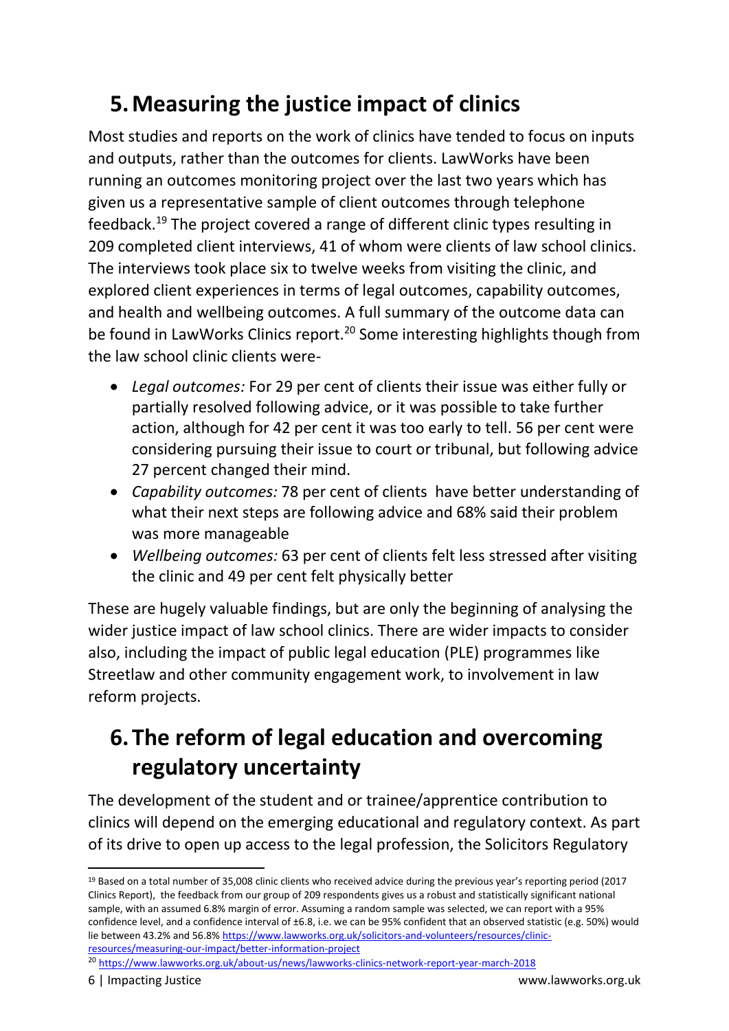## 5. Measuring the justice impact of clinics

Most studies and reports on the work of clinics have tended to focus on inputs and outputs, rather than the outcomes for clients. LawWorks have been running an outcomes monitoring project over the last two years which has given us a representative sample of client outcomes through telephone feedback.[19] The project covered a range of different clinic types resulting in 209 completed client interviews, 41 of whom were clients of law school clinics. The interviews took place six to twelve weeks from visiting the clinic, and explored client experiences in terms of legal outcomes, capability outcomes, and health and wellbeing outcomes. A full summary of the outcome data can be found in LawWorks Clinics report.[20] Some interesting highlights though from the law school clinic clients were-

- *Legal outcomes:* For 29 per cent of clients their issue was either fully or partially resolved following advice, or it was possible to take further action, although for 42 per cent it was too early to tell. 56 per cent were considering pursuing their issue to court or tribunal, but following advice 27 percent changed their mind.
- *Capability outcomes:* 78 per cent of clients have better understanding of what their next steps are following advice and 68% said their problem was more manageable
- *Wellbeing outcomes:* 63 per cent of clients felt less stressed after visiting the clinic and 49 per cent felt physically better

These are hugely valuable findings, but are only the beginning of analysing the wider justice impact of law school clinics. There are wider impacts to consider also, including the impact of public legal education (PLE) programmes like Streetlaw and other community engagement work, to involvement in law reform projects.

## 6. The reform of legal education and overcoming regulatory uncertainty

The development of the student and or trainee/apprentice contribution to clinics will depend on the emerging educational and regulatory context. As part of its drive to open up access to the legal profession, the Solicitors Regulatory

---

[19] Based on a total number of 35,008 clinic clients who received advice during the previous year's reporting period (2017 Clinics Report), the feedback from our group of 209 respondents gives us a robust and statistically significant national sample, with an assumed 6.8% margin of error. Assuming a random sample was selected, we can report with a 95% confidence level, and a confidence interval of ±6.8, i.e. we can be 95% confident that an observed statistic (e.g. 50%) would lie between 43.2% and 56.8% https://www.lawworks.org.uk/solicitors-and-volunteers/resources/clinic-resources/measuring-our-impact/better-information-project

[20] https://www.lawworks.org.uk/about-us/news/lawworks-clinics-network-report-year-march-2018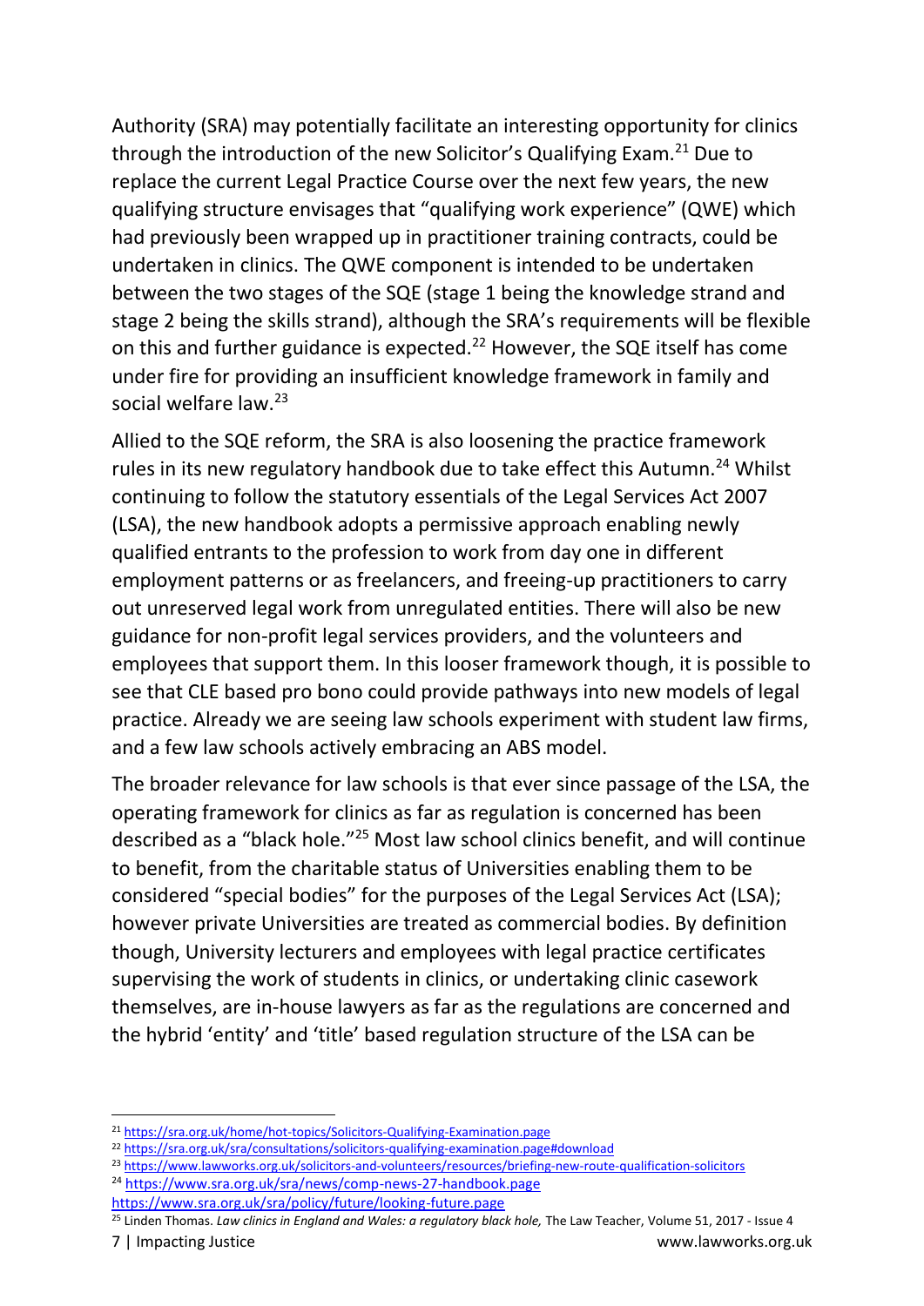Authority (SRA) may potentially facilitate an interesting opportunity for clinics through the introduction of the new Solicitor's Qualifying Exam.[21] Due to replace the current Legal Practice Course over the next few years, the new qualifying structure envisages that "qualifying work experience" (QWE) which had previously been wrapped up in practitioner training contracts, could be undertaken in clinics. The QWE component is intended to be undertaken between the two stages of the SQE (stage 1 being the knowledge strand and stage 2 being the skills strand), although the SRA's requirements will be flexible on this and further guidance is expected.[22] However, the SQE itself has come under fire for providing an insufficient knowledge framework in family and social welfare law.[23]

Allied to the SQE reform, the SRA is also loosening the practice framework rules in its new regulatory handbook due to take effect this Autumn.[24] Whilst continuing to follow the statutory essentials of the Legal Services Act 2007 (LSA), the new handbook adopts a permissive approach enabling newly qualified entrants to the profession to work from day one in different employment patterns or as freelancers, and freeing-up practitioners to carry out unreserved legal work from unregulated entities. There will also be new guidance for non-profit legal services providers, and the volunteers and employees that support them. In this looser framework though, it is possible to see that CLE based pro bono could provide pathways into new models of legal practice. Already we are seeing law schools experiment with student law firms, and a few law schools actively embracing an ABS model.

The broader relevance for law schools is that ever since passage of the LSA, the operating framework for clinics as far as regulation is concerned has been described as a "black hole."[25] Most law school clinics benefit, and will continue to benefit, from the charitable status of Universities enabling them to be considered "special bodies" for the purposes of the Legal Services Act (LSA); however private Universities are treated as commercial bodies. By definition though, University lecturers and employees with legal practice certificates supervising the work of students in clinics, or undertaking clinic casework themselves, are in-house lawyers as far as the regulations are concerned and the hybrid 'entity' and 'title' based regulation structure of the LSA can be

---

[21] https://sra.org.uk/home/hot-topics/Solicitors-Qualifying-Examination.page

[22] https://sra.org.uk/sra/consultations/solicitors-qualifying-examination.page#download

[23] https://www.lawworks.org.uk/solicitors-and-volunteers/resources/briefing-new-route-qualification-solicitors

[24] https://www.sra.org.uk/sra/news/comp-news-27-handbook.page
https://www.sra.org.uk/sra/policy/future/looking-future.page

[25] Linden Thomas. *Law clinics in England and Wales: a regulatory black hole,* The Law Teacher, Volume 51, 2017 - Issue 4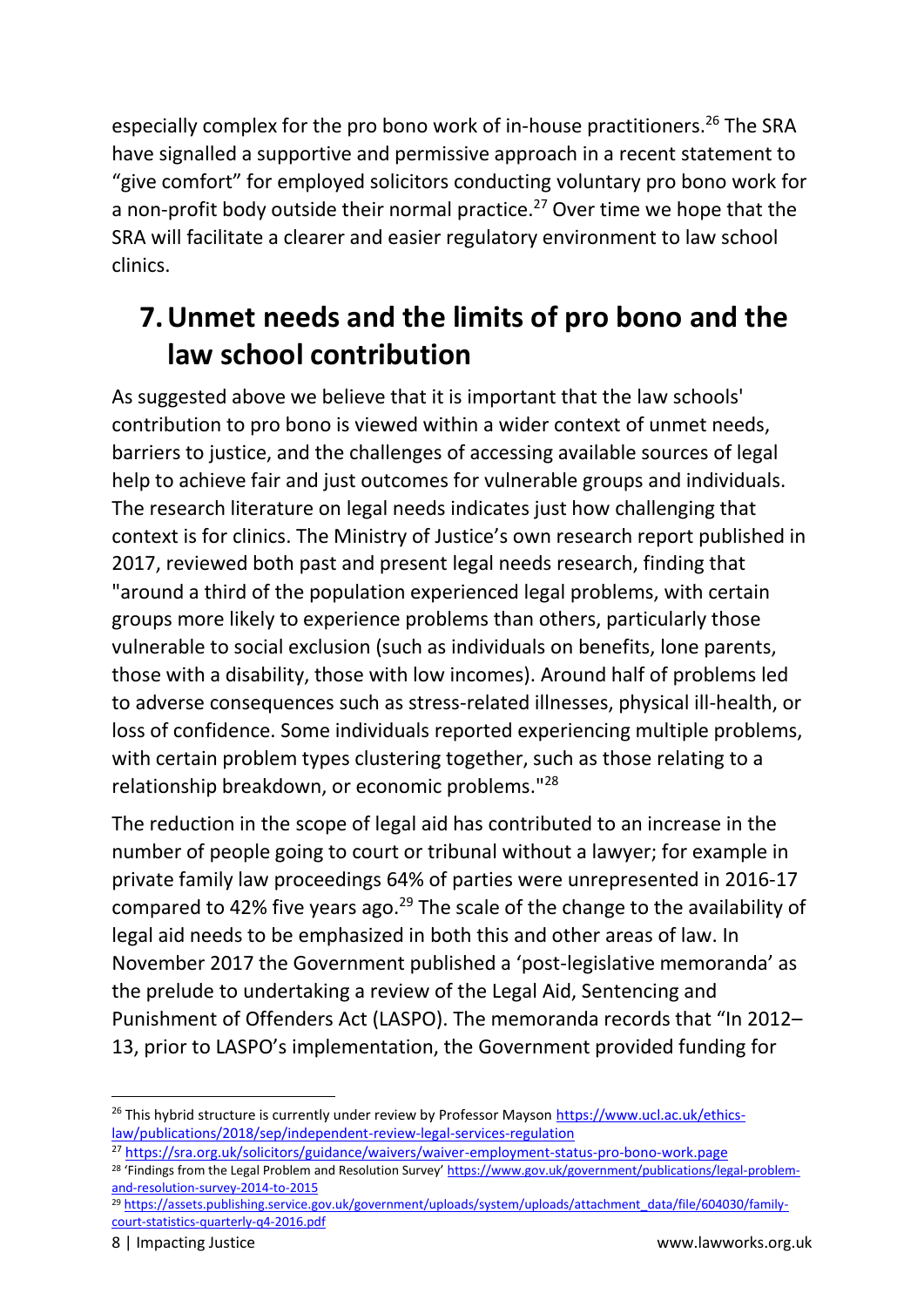especially complex for the pro bono work of in-house practitioners.[26] The SRA have signalled a supportive and permissive approach in a recent statement to "give comfort" for employed solicitors conducting voluntary pro bono work for a non-profit body outside their normal practice.[27] Over time we hope that the SRA will facilitate a clearer and easier regulatory environment to law school clinics.

## 7. Unmet needs and the limits of pro bono and the law school contribution

As suggested above we believe that it is important that the law schools' contribution to pro bono is viewed within a wider context of unmet needs, barriers to justice, and the challenges of accessing available sources of legal help to achieve fair and just outcomes for vulnerable groups and individuals. The research literature on legal needs indicates just how challenging that context is for clinics. The Ministry of Justice's own research report published in 2017, reviewed both past and present legal needs research, finding that "around a third of the population experienced legal problems, with certain groups more likely to experience problems than others, particularly those vulnerable to social exclusion (such as individuals on benefits, lone parents, those with a disability, those with low incomes). Around half of problems led to adverse consequences such as stress-related illnesses, physical ill-health, or loss of confidence. Some individuals reported experiencing multiple problems, with certain problem types clustering together, such as those relating to a relationship breakdown, or economic problems."[28]

The reduction in the scope of legal aid has contributed to an increase in the number of people going to court or tribunal without a lawyer; for example in private family law proceedings 64% of parties were unrepresented in 2016-17 compared to 42% five years ago.[29] The scale of the change to the availability of legal aid needs to be emphasized in both this and other areas of law. In November 2017 the Government published a 'post-legislative memoranda' as the prelude to undertaking a review of the Legal Aid, Sentencing and Punishment of Offenders Act (LASPO). The memoranda records that "In 2012–13, prior to LASPO's implementation, the Government provided funding for

---

[26] This hybrid structure is currently under review by Professor Mayson https://www.ucl.ac.uk/ethics-law/publications/2018/sep/independent-review-legal-services-regulation

[27] https://sra.org.uk/solicitors/guidance/waivers/waiver-employment-status-pro-bono-work.page

[28] 'Findings from the Legal Problem and Resolution Survey' https://www.gov.uk/government/publications/legal-problem-and-resolution-survey-2014-to-2015

[29] https://assets.publishing.service.gov.uk/government/uploads/system/uploads/attachment_data/file/604030/family-court-statistics-quarterly-q4-2016.pdf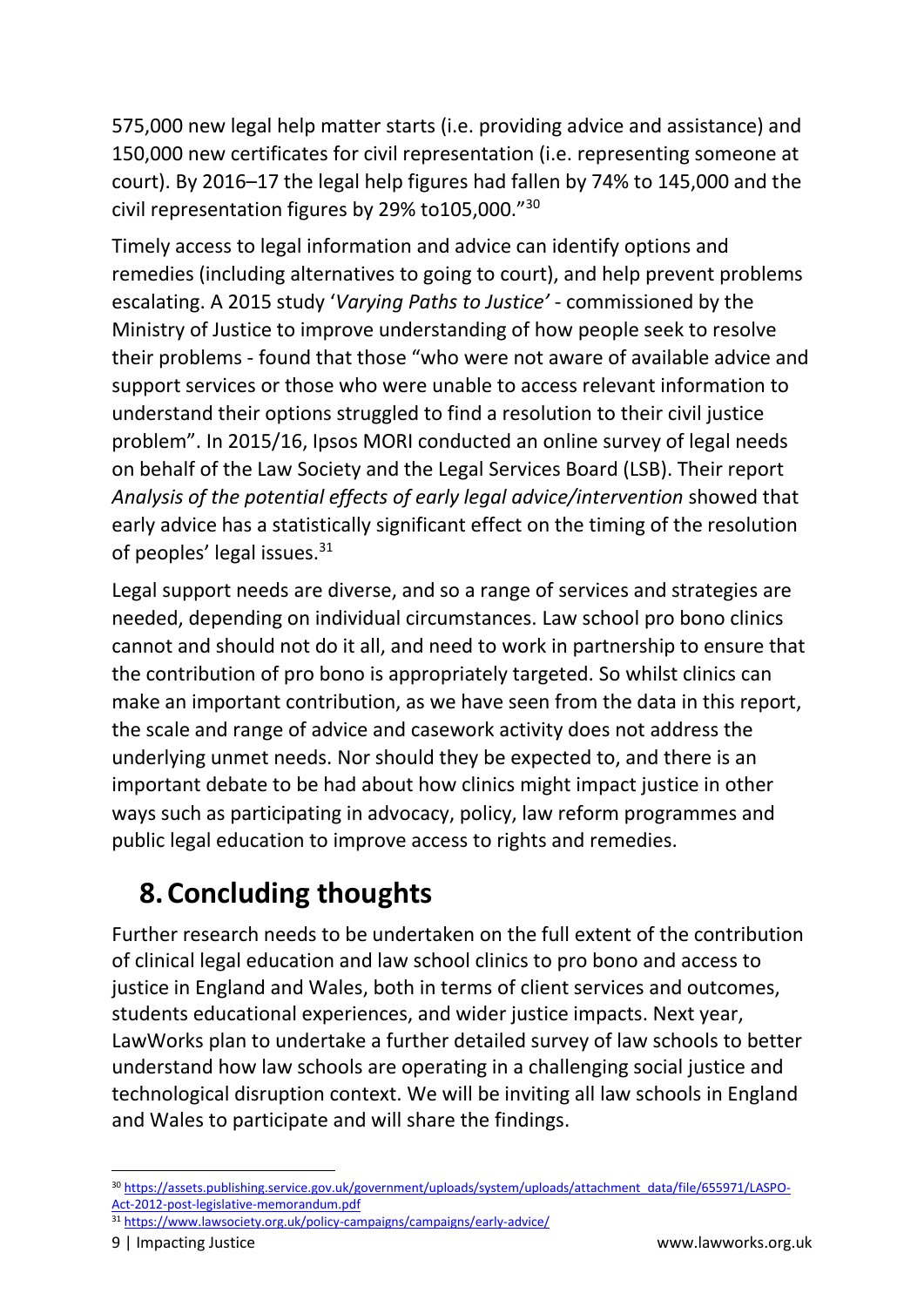575,000 new legal help matter starts (i.e. providing advice and assistance) and 150,000 new certificates for civil representation (i.e. representing someone at court). By 2016–17 the legal help figures had fallen by 74% to 145,000 and the civil representation figures by 29% to105,000."[30]

Timely access to legal information and advice can identify options and remedies (including alternatives to going to court), and help prevent problems escalating. A 2015 study '*Varying Paths to Justice'* - commissioned by the Ministry of Justice to improve understanding of how people seek to resolve their problems - found that those "who were not aware of available advice and support services or those who were unable to access relevant information to understand their options struggled to find a resolution to their civil justice problem". In 2015/16, Ipsos MORI conducted an online survey of legal needs on behalf of the Law Society and the Legal Services Board (LSB). Their report *Analysis of the potential effects of early legal advice/intervention* showed that early advice has a statistically significant effect on the timing of the resolution of peoples' legal issues.[31]

Legal support needs are diverse, and so a range of services and strategies are needed, depending on individual circumstances. Law school pro bono clinics cannot and should not do it all, and need to work in partnership to ensure that the contribution of pro bono is appropriately targeted. So whilst clinics can make an important contribution, as we have seen from the data in this report, the scale and range of advice and casework activity does not address the underlying unmet needs. Nor should they be expected to, and there is an important debate to be had about how clinics might impact justice in other ways such as participating in advocacy, policy, law reform programmes and public legal education to improve access to rights and remedies.

## 8. Concluding thoughts

Further research needs to be undertaken on the full extent of the contribution of clinical legal education and law school clinics to pro bono and access to justice in England and Wales, both in terms of client services and outcomes, students educational experiences, and wider justice impacts. Next year, LawWorks plan to undertake a further detailed survey of law schools to better understand how law schools are operating in a challenging social justice and technological disruption context. We will be inviting all law schools in England and Wales to participate and will share the findings.

---

[30] https://assets.publishing.service.gov.uk/government/uploads/system/uploads/attachment_data/file/655971/LASPO-Act-2012-post-legislative-memorandum.pdf

[31] https://www.lawsociety.org.uk/policy-campaigns/campaigns/early-advice/